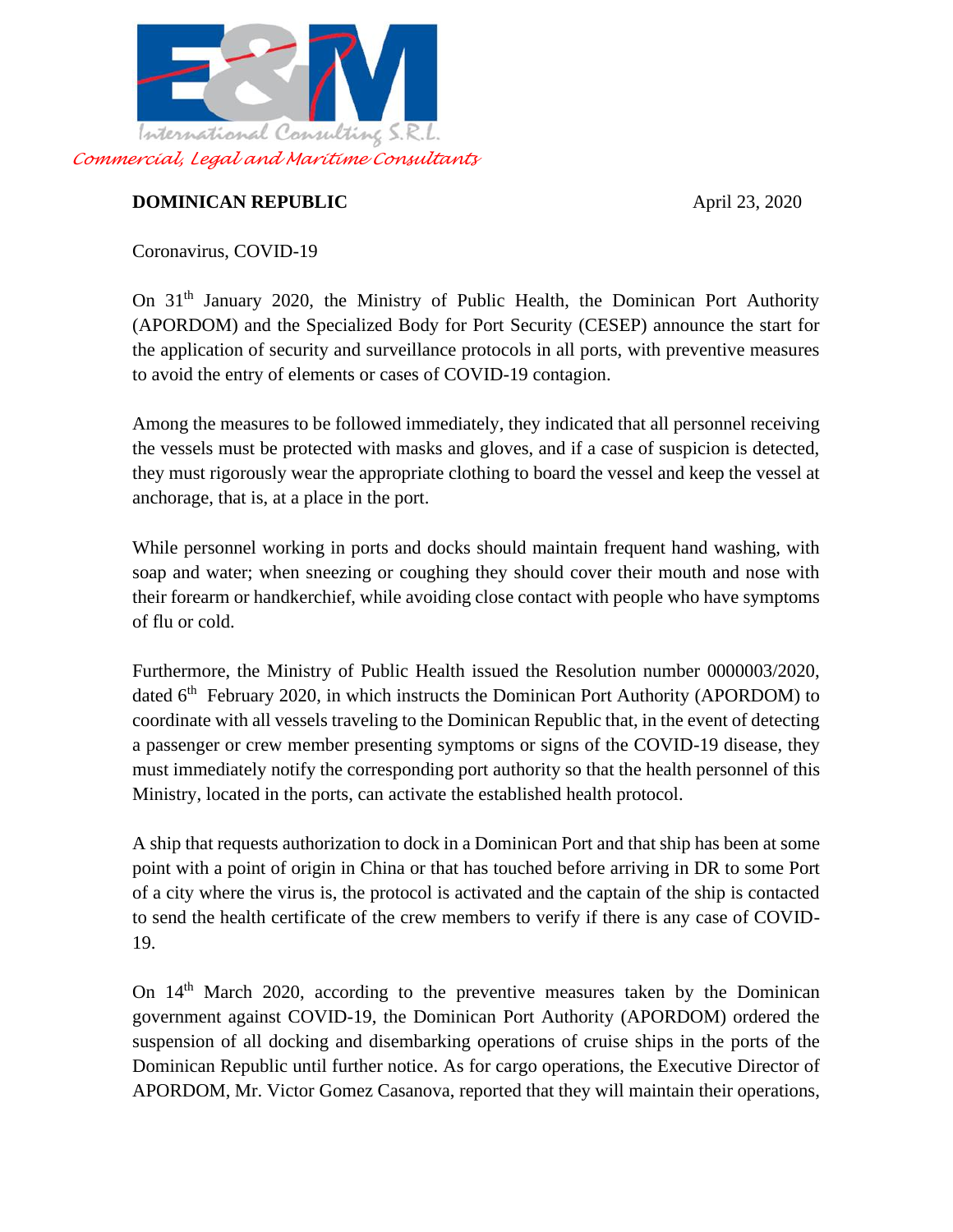E&M International Consulting S.R.L.

*Commercial, Legal and Maritime Consultants*

**DOMINICAN REPUBLIC** April 23, 2020

Coronavirus, COVID-19

On 31th January 2020, the Ministry of Public Health, the Dominican Port Authority (APORDOM) and the Specialized Body for Port Security (CESEP) announce the start for the application of security and surveillance protocols in all ports, with preventive measures to avoid the entry of elements or cases of COVID-19 contagion.

Among the measures to be followed immediately, they indicated that all personnel receiving the vessels must be protected with masks and gloves, and if a case of suspicion is detected, they must rigorously wear the appropriate clothing to board the vessel and keep the vessel at anchorage, that is, at a place in the port.

While personnel working in ports and docks should maintain frequent hand washing, with soap and water; when sneezing or coughing they should cover their mouth and nose with their forearm or handkerchief, while avoiding close contact with people who have symptoms of flu or cold.

Furthermore, the Ministry of Public Health issued the Resolution number 0000003/2020, dated 6th February 2020, in which instructs the Dominican Port Authority (APORDOM) to coordinate with all vessels traveling to the Dominican Republic that, in the event of detecting a passenger or crew member presenting symptoms or signs of the COVID-19 disease, they must immediately notify the corresponding port authority so that the health personnel of this Ministry, located in the ports, can activate the established health protocol.

A ship that requests authorization to dock in a Dominican Port and that ship has been at some point with a point of origin in China or that has touched before arriving in DR to some Port of a city where the virus is, the protocol is activated and the captain of the ship is contacted to send the health certificate of the crew members to verify if there is any case of COVID-19.

On 14th March 2020, according to the preventive measures taken by the Dominican government against COVID-19, the Dominican Port Authority (APORDOM) ordered the suspension of all docking and disembarking operations of cruise ships in the ports of the Dominican Republic until further notice. As for cargo operations, the Executive Director of APORDOM, Mr. Victor Gomez Casanova, reported that they will maintain their operations,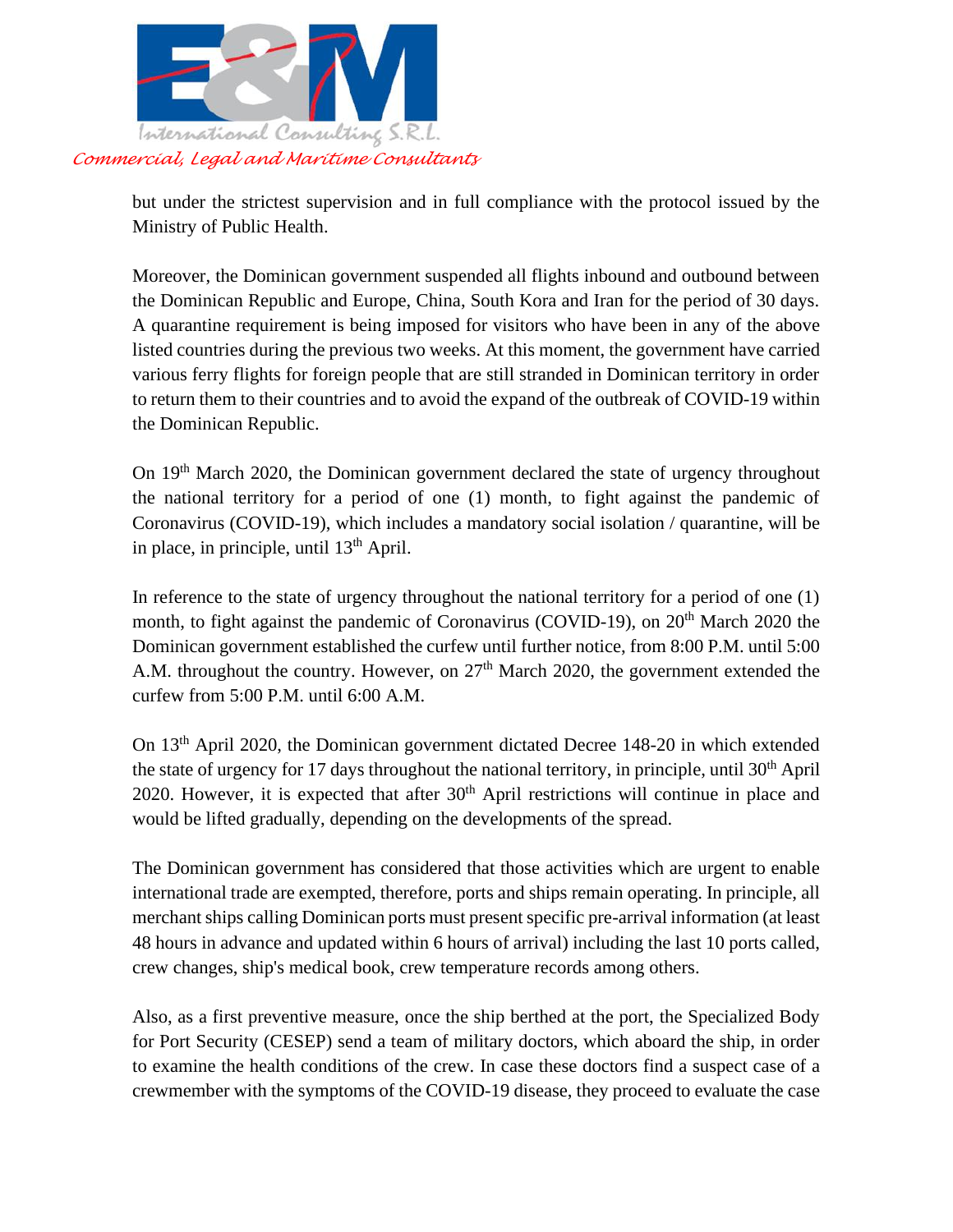but under the strictest supervision and in full compliance with the protocol issued by the Ministry of Public Health.

Moreover, the Dominican government suspended all flights inbound and outbound between the Dominican Republic and Europe, China, South Kora and Iran for the period of 30 days. A quarantine requirement is being imposed for visitors who have been in any of the above listed countries during the previous two weeks. At this moment, the government have carried various ferry flights for foreign people that are still stranded in Dominican territory in order to return them to their countries and to avoid the expand of the outbreak of COVID-19 within the Dominican Republic.

On 19th March 2020, the Dominican government declared the state of urgency throughout the national territory for a period of one (1) month, to fight against the pandemic of Coronavirus (COVID-19), which includes a mandatory social isolation / quarantine, will be in place, in principle, until 13th April.

In reference to the state of urgency throughout the national territory for a period of one (1) month, to fight against the pandemic of Coronavirus (COVID-19), on 20th March 2020 the Dominican government established the curfew until further notice, from 8:00 P.M. until 5:00 A.M. throughout the country. However, on 27th March 2020, the government extended the curfew from 5:00 P.M. until 6:00 A.M.

On 13th April 2020, the Dominican government dictated Decree 148-20 in which extended the state of urgency for 17 days throughout the national territory, in principle, until 30th April 2020. However, it is expected that after 30th April restrictions will continue in place and would be lifted gradually, depending on the developments of the spread.

The Dominican government has considered that those activities which are urgent to enable international trade are exempted, therefore, ports and ships remain operating. In principle, all merchant ships calling Dominican ports must present specific pre-arrival information (at least 48 hours in advance and updated within 6 hours of arrival) including the last 10 ports called, crew changes, ship's medical book, crew temperature records among others.

Also, as a first preventive measure, once the ship berthed at the port, the Specialized Body for Port Security (CESEP) send a team of military doctors, which aboard the ship, in order to examine the health conditions of the crew. In case these doctors find a suspect case of a crewmember with the symptoms of the COVID-19 disease, they proceed to evaluate the case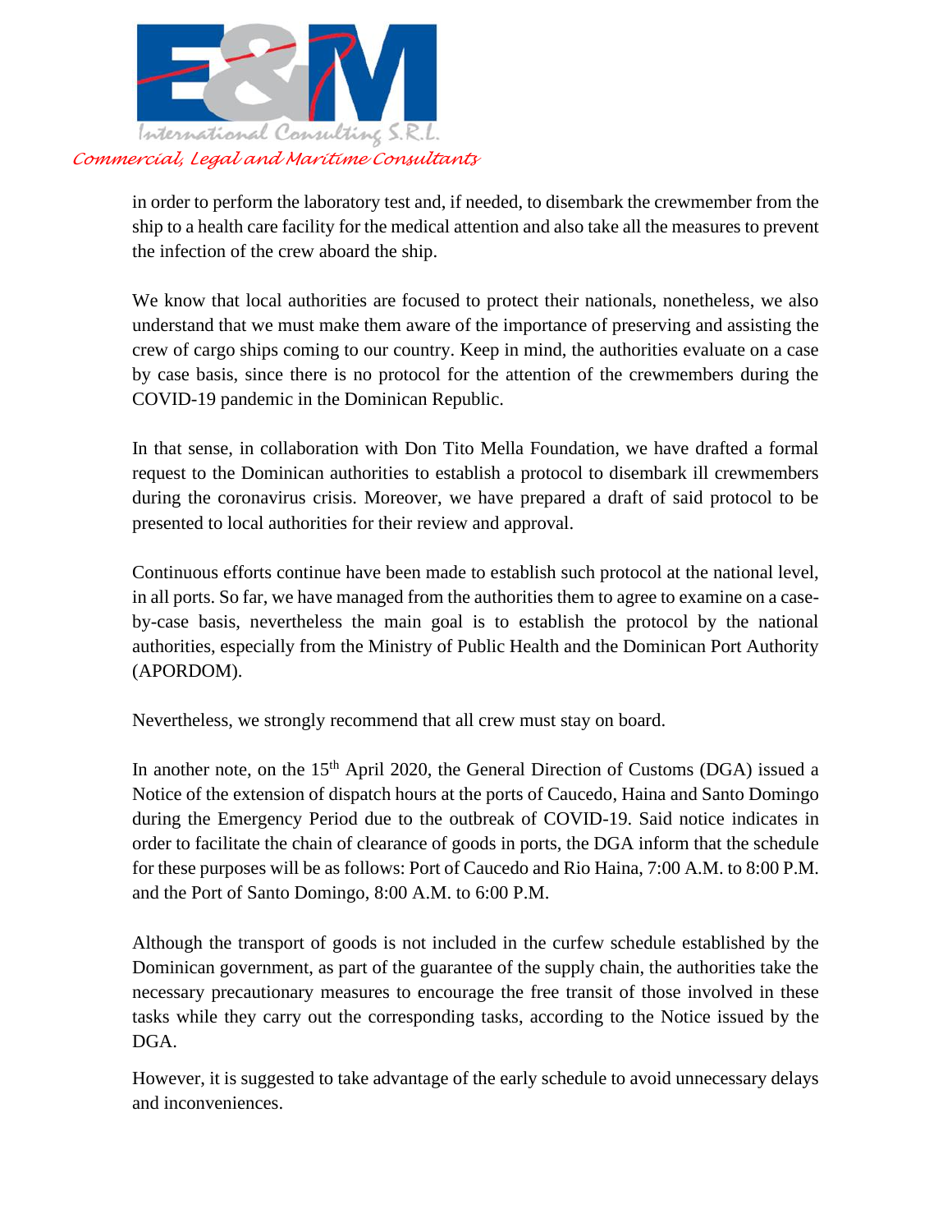in order to perform the laboratory test and, if needed, to disembark the crewmember from the ship to a health care facility for the medical attention and also take all the measures to prevent the infection of the crew aboard the ship.

We know that local authorities are focused to protect their nationals, nonetheless, we also understand that we must make them aware of the importance of preserving and assisting the crew of cargo ships coming to our country. Keep in mind, the authorities evaluate on a case by case basis, since there is no protocol for the attention of the crewmembers during the COVID-19 pandemic in the Dominican Republic.

In that sense, in collaboration with Don Tito Mella Foundation, we have drafted a formal request to the Dominican authorities to establish a protocol to disembark ill crewmembers during the coronavirus crisis. Moreover, we have prepared a draft of said protocol to be presented to local authorities for their review and approval.

Continuous efforts continue have been made to establish such protocol at the national level, in all ports. So far, we have managed from the authorities them to agree to examine on a case-by-case basis, nevertheless the main goal is to establish the protocol by the national authorities, especially from the Ministry of Public Health and the Dominican Port Authority (APORDOM).

Nevertheless, we strongly recommend that all crew must stay on board.

In another note, on the 15th April 2020, the General Direction of Customs (DGA) issued a Notice of the extension of dispatch hours at the ports of Caucedo, Haina and Santo Domingo during the Emergency Period due to the outbreak of COVID-19. Said notice indicates in order to facilitate the chain of clearance of goods in ports, the DGA inform that the schedule for these purposes will be as follows: Port of Caucedo and Rio Haina, 7:00 A.M. to 8:00 P.M. and the Port of Santo Domingo, 8:00 A.M. to 6:00 P.M.

Although the transport of goods is not included in the curfew schedule established by the Dominican government, as part of the guarantee of the supply chain, the authorities take the necessary precautionary measures to encourage the free transit of those involved in these tasks while they carry out the corresponding tasks, according to the Notice issued by the DGA.

However, it is suggested to take advantage of the early schedule to avoid unnecessary delays and inconveniences.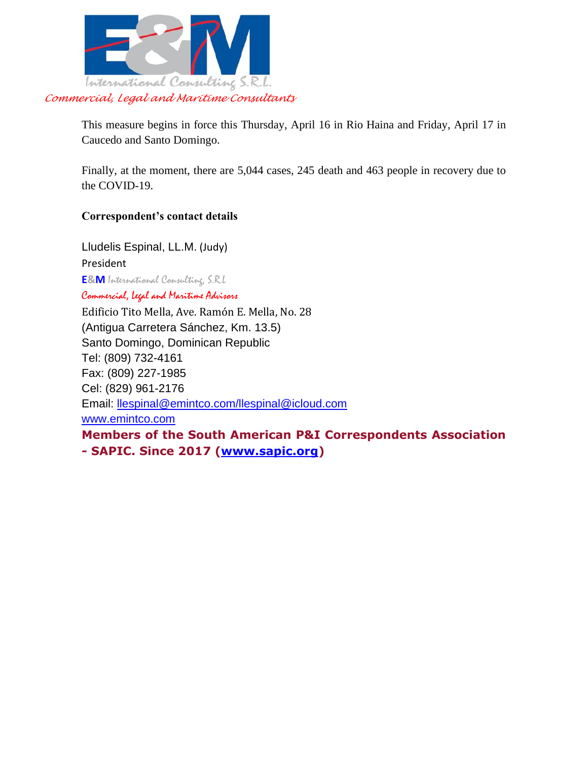This measure begins in force this Thursday, April 16 in Rio Haina and Friday, April 17 in Caucedo and Santo Domingo.

Finally, at the moment, there are 5,044 cases, 245 death and 463 people in recovery due to the COVID-19.

**Correspondent's contact details**

Lludelis Espinal, LL.M. (Judy)
President
**E&M** *International Consulting, S.R.L*
*Commercial, Legal and Maritime Advisors*
Edificio Tito Mella, Ave. Ramón E. Mella, No. 28
(Antigua Carretera Sánchez, Km. 13.5)
Santo Domingo, Dominican Republic
Tel: (809) 732-4161
Fax: (809) 227-1985
Cel: (829) 961-2176
Email: llespinal@emintco.com/llespinal@icloud.com
www.emintco.com

**Members of the South American P&I Correspondents Association - SAPIC. Since 2017 (www.sapic.org)**